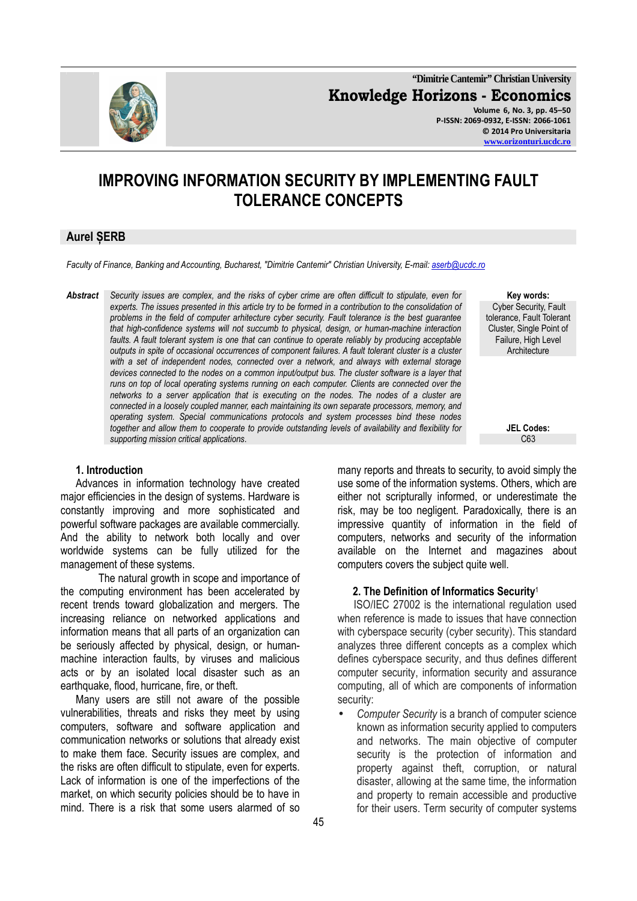# IMPROVING INFORMATION SECURITY BY IMPLEMENTING FAULT TOLERANCE CONCEPTS

## Aurel ȘERB

*Faculty of Finance, Banking and Accounting, Bucharest, "Dimitrie Cantemir" Christian University, E-mail: aserb@ucdc.ro*

***Abstract*** *Security issues are complex, and the risks of cyber crime are often difficult to stipulate, even for experts. The issues presented in this article try to be formed in a contribution to the consolidation of problems in the field of computer arhitecture cyber security. Fault tolerance is the best guarantee that high-confidence systems will not succumb to physical, design, or human-machine interaction faults. A fault tolerant system is one that can continue to operate reliably by producing acceptable outputs in spite of occasional occurrences of component failures. A fault tolerant cluster is a cluster with a set of independent nodes, connected over a network, and always with external storage devices connected to the nodes on a common input/output bus. The cluster software is a layer that runs on top of local operating systems running on each computer. Clients are connected over the networks to a server application that is executing on the nodes. The nodes of a cluster are connected in a loosely coupled manner, each maintaining its own separate processors, memory, and operating system. Special communications protocols and system processes bind these nodes together and allow them to cooperate to provide outstanding levels of availability and flexibility for supporting mission critical applications.*

**Key words:** Cyber Security, Fault tolerance, Fault Tolerant Cluster, Single Point of Failure, High Level Architecture

**JEL Codes:** C63

### 1. Introduction

Advances in information technology have created major efficiencies in the design of systems. Hardware is constantly improving and more sophisticated and powerful software packages are available commercially. And the ability to network both locally and over worldwide systems can be fully utilized for the management of these systems.

The natural growth in scope and importance of the computing environment has been accelerated by recent trends toward globalization and mergers. The increasing reliance on networked applications and information means that all parts of an organization can be seriously affected by physical, design, or human-machine interaction faults, by viruses and malicious acts or by an isolated local disaster such as an earthquake, flood, hurricane, fire, or theft.

Many users are still not aware of the possible vulnerabilities, threats and risks they meet by using computers, software and software application and communication networks or solutions that already exist to make them face. Security issues are complex, and the risks are often difficult to stipulate, even for experts. Lack of information is one of the imperfections of the market, on which security policies should be to have in mind. There is a risk that some users alarmed of so many reports and threats to security, to avoid simply the use some of the information systems. Others, which are either not scripturally informed, or underestimate the risk, may be too negligent. Paradoxically, there is an impressive quantity of information in the field of computers, networks and security of the information available on the Internet and magazines about computers covers the subject quite well.

### 2. The Definition of Informatics Security[1]

ISO/IEC 27002 is the international regulation used when reference is made to issues that have connection with cyberspace security (cyber security). This standard analyzes three different concepts as a complex which defines cyberspace security, and thus defines different computer security, information security and assurance computing, all of which are components of information security:

- *Computer Security* is a branch of computer science known as information security applied to computers and networks. The main objective of computer security is the protection of information and property against theft, corruption, or natural disaster, allowing at the same time, the information and property to remain accessible and productive for their users. Term security of computer systems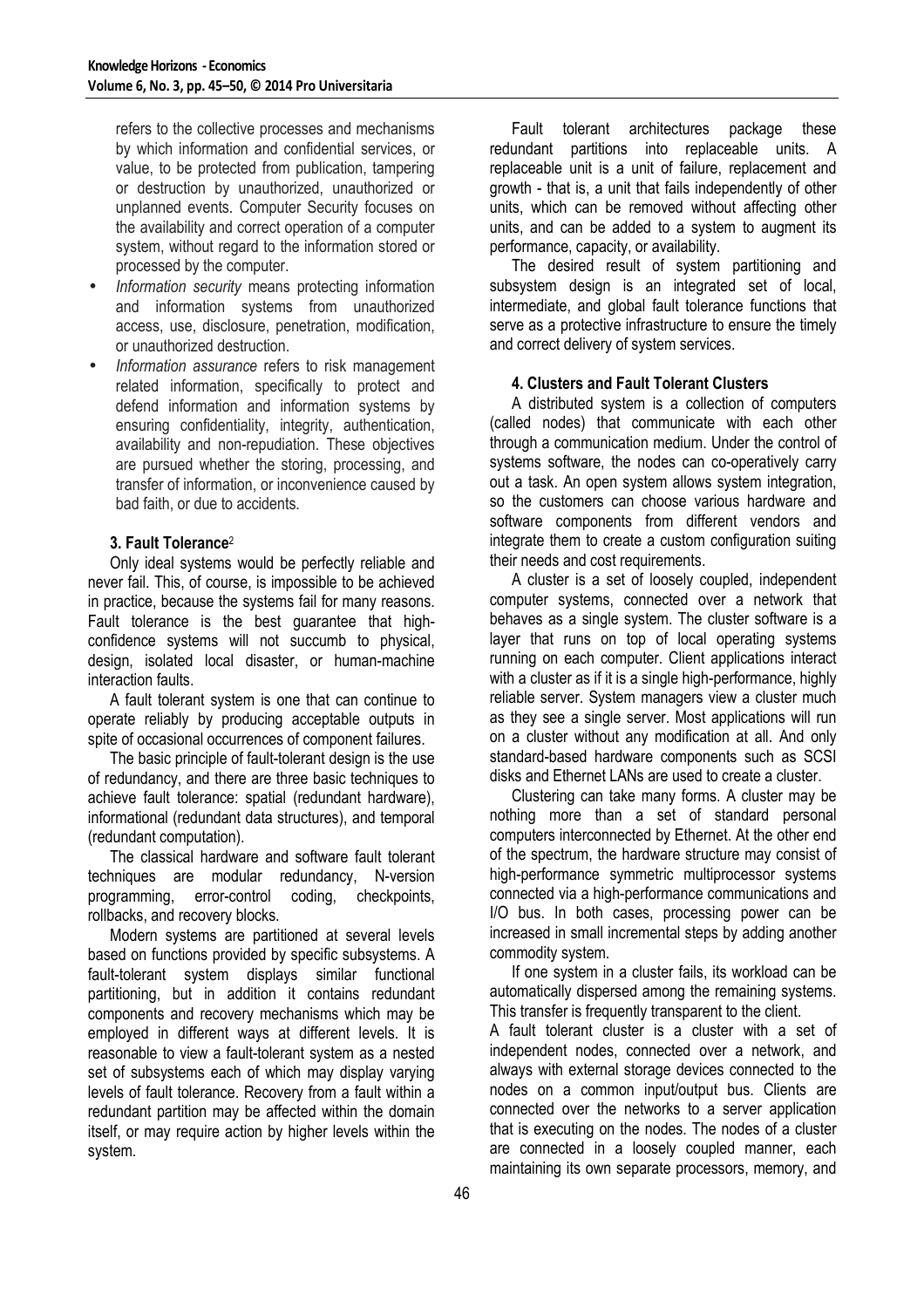refers to the collective processes and mechanisms by which information and confidential services, or value, to be protected from publication, tampering or destruction by unauthorized, unauthorized or unplanned events. Computer Security focuses on the availability and correct operation of a computer system, without regard to the information stored or processed by the computer.

- *Information security* means protecting information and information systems from unauthorized access, use, disclosure, penetration, modification, or unauthorized destruction.
- *Information assurance* refers to risk management related information, specifically to protect and defend information and information systems by ensuring confidentiality, integrity, authentication, availability and non-repudiation. These objectives are pursued whether the storing, processing, and transfer of information, or inconvenience caused by bad faith, or due to accidents.

### 3. Fault Tolerance[2]

Only ideal systems would be perfectly reliable and never fail. This, of course, is impossible to be achieved in practice, because the systems fail for many reasons. Fault tolerance is the best guarantee that high-confidence systems will not succumb to physical, design, isolated local disaster, or human-machine interaction faults.

A fault tolerant system is one that can continue to operate reliably by producing acceptable outputs in spite of occasional occurrences of component failures.

The basic principle of fault-tolerant design is the use of redundancy, and there are three basic techniques to achieve fault tolerance: spatial (redundant hardware), informational (redundant data structures), and temporal (redundant computation).

The classical hardware and software fault tolerant techniques are modular redundancy, N-version programming, error-control coding, checkpoints, rollbacks, and recovery blocks.

Modern systems are partitioned at several levels based on functions provided by specific subsystems. A fault-tolerant system displays similar functional partitioning, but in addition it contains redundant components and recovery mechanisms which may be employed in different ways at different levels. It is reasonable to view a fault-tolerant system as a nested set of subsystems each of which may display varying levels of fault tolerance. Recovery from a fault within a redundant partition may be affected within the domain itself, or may require action by higher levels within the system.

Fault tolerant architectures package these redundant partitions into replaceable units. A replaceable unit is a unit of failure, replacement and growth - that is, a unit that fails independently of other units, which can be removed without affecting other units, and can be added to a system to augment its performance, capacity, or availability.

The desired result of system partitioning and subsystem design is an integrated set of local, intermediate, and global fault tolerance functions that serve as a protective infrastructure to ensure the timely and correct delivery of system services.

### 4. Clusters and Fault Tolerant Clusters

A distributed system is a collection of computers (called nodes) that communicate with each other through a communication medium. Under the control of systems software, the nodes can co-operatively carry out a task. An open system allows system integration, so the customers can choose various hardware and software components from different vendors and integrate them to create a custom configuration suiting their needs and cost requirements.

A cluster is a set of loosely coupled, independent computer systems, connected over a network that behaves as a single system. The cluster software is a layer that runs on top of local operating systems running on each computer. Client applications interact with a cluster as if it is a single high-performance, highly reliable server. System managers view a cluster much as they see a single server. Most applications will run on a cluster without any modification at all. And only standard-based hardware components such as SCSI disks and Ethernet LANs are used to create a cluster.

Clustering can take many forms. A cluster may be nothing more than a set of standard personal computers interconnected by Ethernet. At the other end of the spectrum, the hardware structure may consist of high-performance symmetric multiprocessor systems connected via a high-performance communications and I/O bus. In both cases, processing power can be increased in small incremental steps by adding another commodity system.

If one system in a cluster fails, its workload can be automatically dispersed among the remaining systems. This transfer is frequently transparent to the client.

A fault tolerant cluster is a cluster with a set of independent nodes, connected over a network, and always with external storage devices connected to the nodes on a common input/output bus. Clients are connected over the networks to a server application that is executing on the nodes. The nodes of a cluster are connected in a loosely coupled manner, each maintaining its own separate processors, memory, and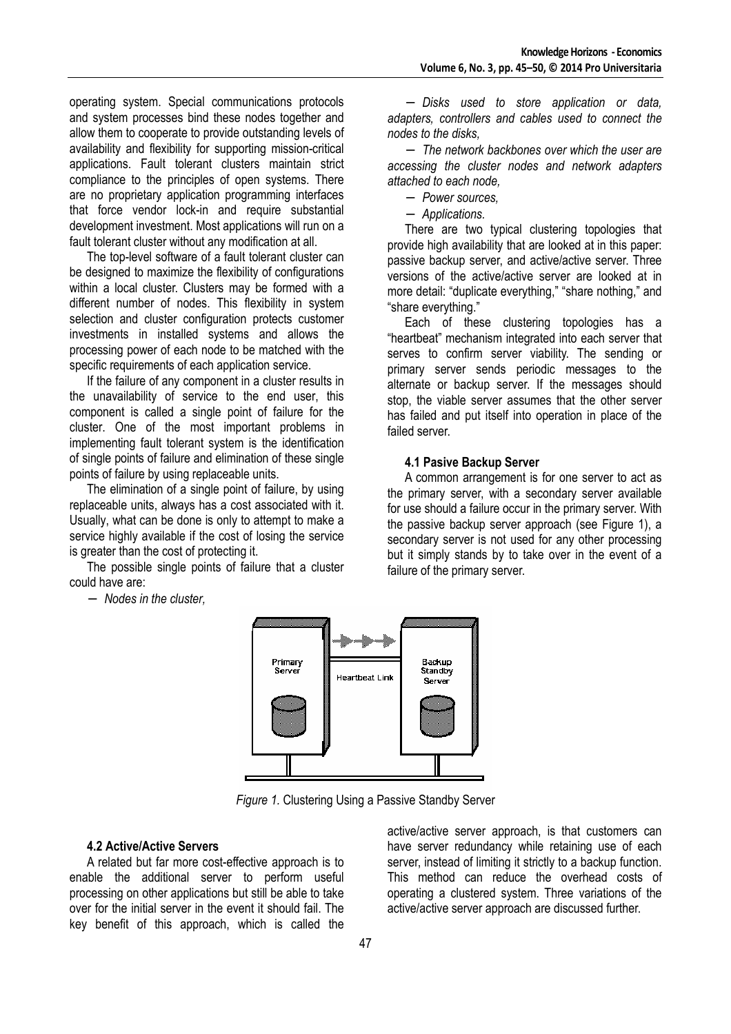operating system. Special communications protocols and system processes bind these nodes together and allow them to cooperate to provide outstanding levels of availability and flexibility for supporting mission-critical applications. Fault tolerant clusters maintain strict compliance to the principles of open systems. There are no proprietary application programming interfaces that force vendor lock-in and require substantial development investment. Most applications will run on a fault tolerant cluster without any modification at all.

The top-level software of a fault tolerant cluster can be designed to maximize the flexibility of configurations within a local cluster. Clusters may be formed with a different number of nodes. This flexibility in system selection and cluster configuration protects customer investments in installed systems and allows the processing power of each node to be matched with the specific requirements of each application service.

If the failure of any component in a cluster results in the unavailability of service to the end user, this component is called a single point of failure for the cluster. One of the most important problems in implementing fault tolerant system is the identification of single points of failure and elimination of these single points of failure by using replaceable units.

The elimination of a single point of failure, by using replaceable units, always has a cost associated with it. Usually, what can be done is only to attempt to make a service highly available if the cost of losing the service is greater than the cost of protecting it.

The possible single points of failure that a cluster could have are:

- *Nodes in the cluster,*
- *Disks used to store application or data, adapters, controllers and cables used to connect the nodes to the disks,*
- *The network backbones over which the user are accessing the cluster nodes and network adapters attached to each node,*
- *Power sources,*
- *Applications.*

There are two typical clustering topologies that provide high availability that are looked at in this paper: passive backup server, and active/active server. Three versions of the active/active server are looked at in more detail: "duplicate everything," "share nothing," and "share everything."

Each of these clustering topologies has a "heartbeat" mechanism integrated into each server that serves to confirm server viability. The sending or primary server sends periodic messages to the alternate or backup server. If the messages should stop, the viable server assumes that the other server has failed and put itself into operation in place of the failed server.

### 4.1 Pasive Backup Server

A common arrangement is for one server to act as the primary server, with a secondary server available for use should a failure occur in the primary server. With the passive backup server approach (see Figure 1), a secondary server is not used for any other processing but it simply stands by to take over in the event of a failure of the primary server.

*Figure 1.* Clustering Using a Passive Standby Server

### 4.2 Active/Active Servers

A related but far more cost-effective approach is to enable the additional server to perform useful processing on other applications but still be able to take over for the initial server in the event it should fail. The key benefit of this approach, which is called the active/active server approach, is that customers can have server redundancy while retaining use of each server, instead of limiting it strictly to a backup function. This method can reduce the overhead costs of operating a clustered system. Three variations of the active/active server approach are discussed further.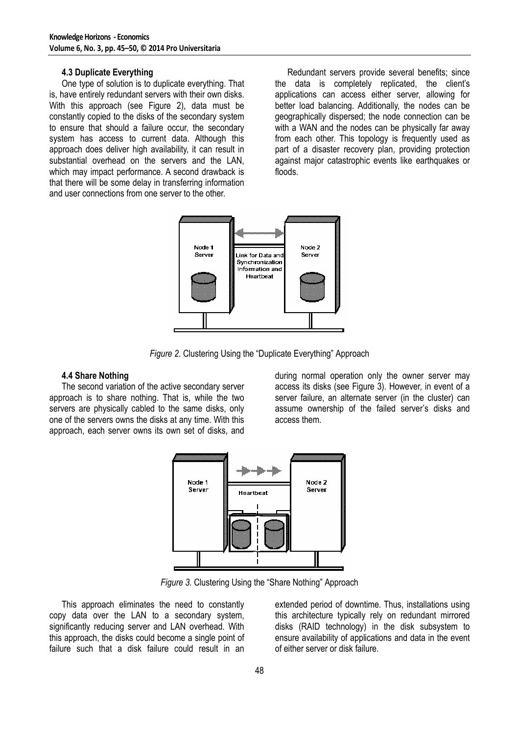### 4.3 Duplicate Everything

One type of solution is to duplicate everything. That is, have entirely redundant servers with their own disks. With this approach (see Figure 2), data must be constantly copied to the disks of the secondary system to ensure that should a failure occur, the secondary system has access to current data. Although this approach does deliver high availability, it can result in substantial overhead on the servers and the LAN, which may impact performance. A second drawback is that there will be some delay in transferring information and user connections from one server to the other.

Redundant servers provide several benefits; since the data is completely replicated, the client's applications can access either server, allowing for better load balancing. Additionally, the nodes can be geographically dispersed; the node connection can be with a WAN and the nodes can be physically far away from each other. This topology is frequently used as part of a disaster recovery plan, providing protection against major catastrophic events like earthquakes or floods.

*Figure 2.* Clustering Using the "Duplicate Everything" Approach

### 4.4 Share Nothing

The second variation of the active secondary server approach is to share nothing. That is, while the two servers are physically cabled to the same disks, only one of the servers owns the disks at any time. With this approach, each server owns its own set of disks, and during normal operation only the owner server may access its disks (see Figure 3). However, in event of a server failure, an alternate server (in the cluster) can assume ownership of the failed server's disks and access them.

*Figure 3.* Clustering Using the "Share Nothing" Approach

This approach eliminates the need to constantly copy data over the LAN to a secondary system, significantly reducing server and LAN overhead. With this approach, the disks could become a single point of failure such that a disk failure could result in an extended period of downtime. Thus, installations using this architecture typically rely on redundant mirrored disks (RAID technology) in the disk subsystem to ensure availability of applications and data in the event of either server or disk failure.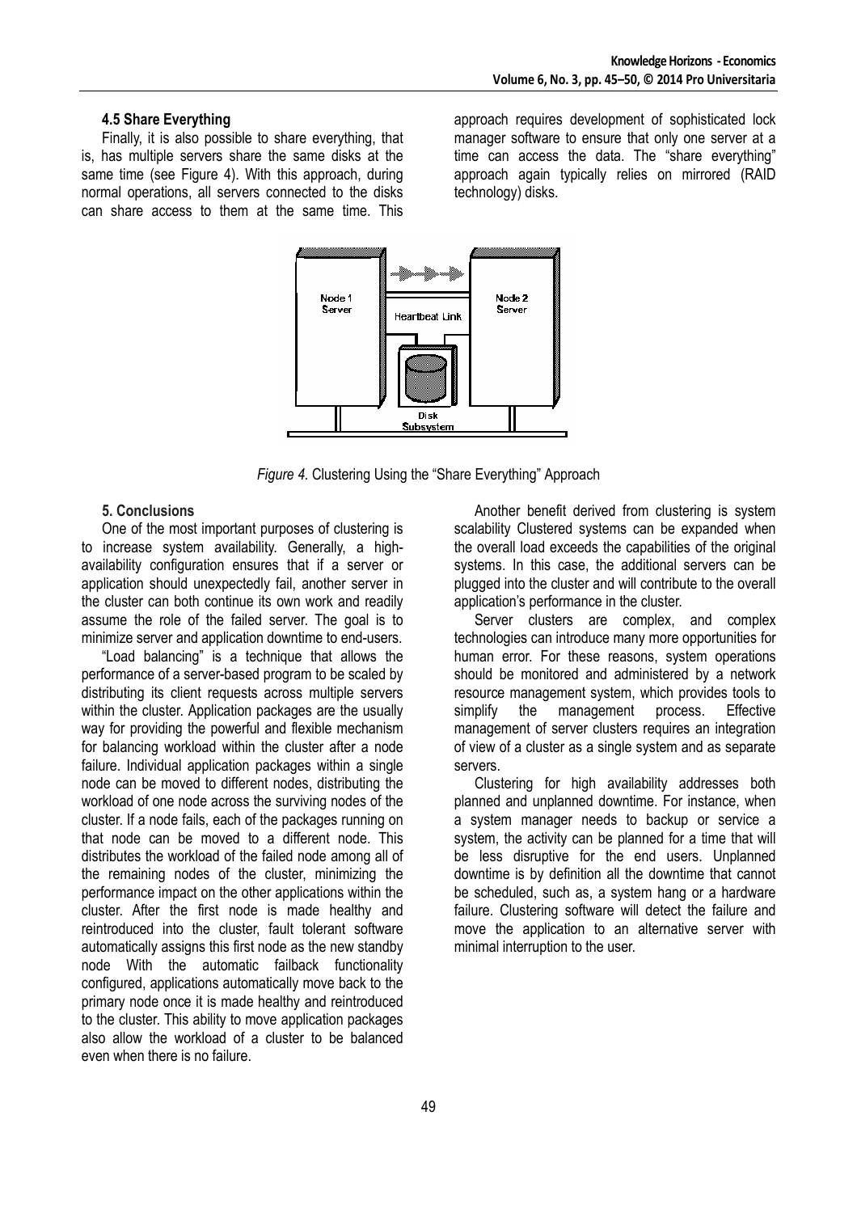### 4.5 Share Everything

Finally, it is also possible to share everything, that is, has multiple servers share the same disks at the same time (see Figure 4). With this approach, during normal operations, all servers connected to the disks can share access to them at the same time. This approach requires development of sophisticated lock manager software to ensure that only one server at a time can access the data. The "share everything" approach again typically relies on mirrored (RAID technology) disks.

*Figure 4.* Clustering Using the "Share Everything" Approach

### 5. Conclusions

One of the most important purposes of clustering is to increase system availability. Generally, a high-availability configuration ensures that if a server or application should unexpectedly fail, another server in the cluster can both continue its own work and readily assume the role of the failed server. The goal is to minimize server and application downtime to end-users.

"Load balancing" is a technique that allows the performance of a server-based program to be scaled by distributing its client requests across multiple servers within the cluster. Application packages are the usually way for providing the powerful and flexible mechanism for balancing workload within the cluster after a node failure. Individual application packages within a single node can be moved to different nodes, distributing the workload of one node across the surviving nodes of the cluster. If a node fails, each of the packages running on that node can be moved to a different node. This distributes the workload of the failed node among all of the remaining nodes of the cluster, minimizing the performance impact on the other applications within the cluster. After the first node is made healthy and reintroduced into the cluster, fault tolerant software automatically assigns this first node as the new standby node With the automatic failback functionality configured, applications automatically move back to the primary node once it is made healthy and reintroduced to the cluster. This ability to move application packages also allow the workload of a cluster to be balanced even when there is no failure.

Another benefit derived from clustering is system scalability Clustered systems can be expanded when the overall load exceeds the capabilities of the original systems. In this case, the additional servers can be plugged into the cluster and will contribute to the overall application's performance in the cluster.

Server clusters are complex, and complex technologies can introduce many more opportunities for human error. For these reasons, system operations should be monitored and administered by a network resource management system, which provides tools to simplify the management process. Effective management of server clusters requires an integration of view of a cluster as a single system and as separate servers.

Clustering for high availability addresses both planned and unplanned downtime. For instance, when a system manager needs to backup or service a system, the activity can be planned for a time that will be less disruptive for the end users. Unplanned downtime is by definition all the downtime that cannot be scheduled, such as, a system hang or a hardware failure. Clustering software will detect the failure and move the application to an alternative server with minimal interruption to the user.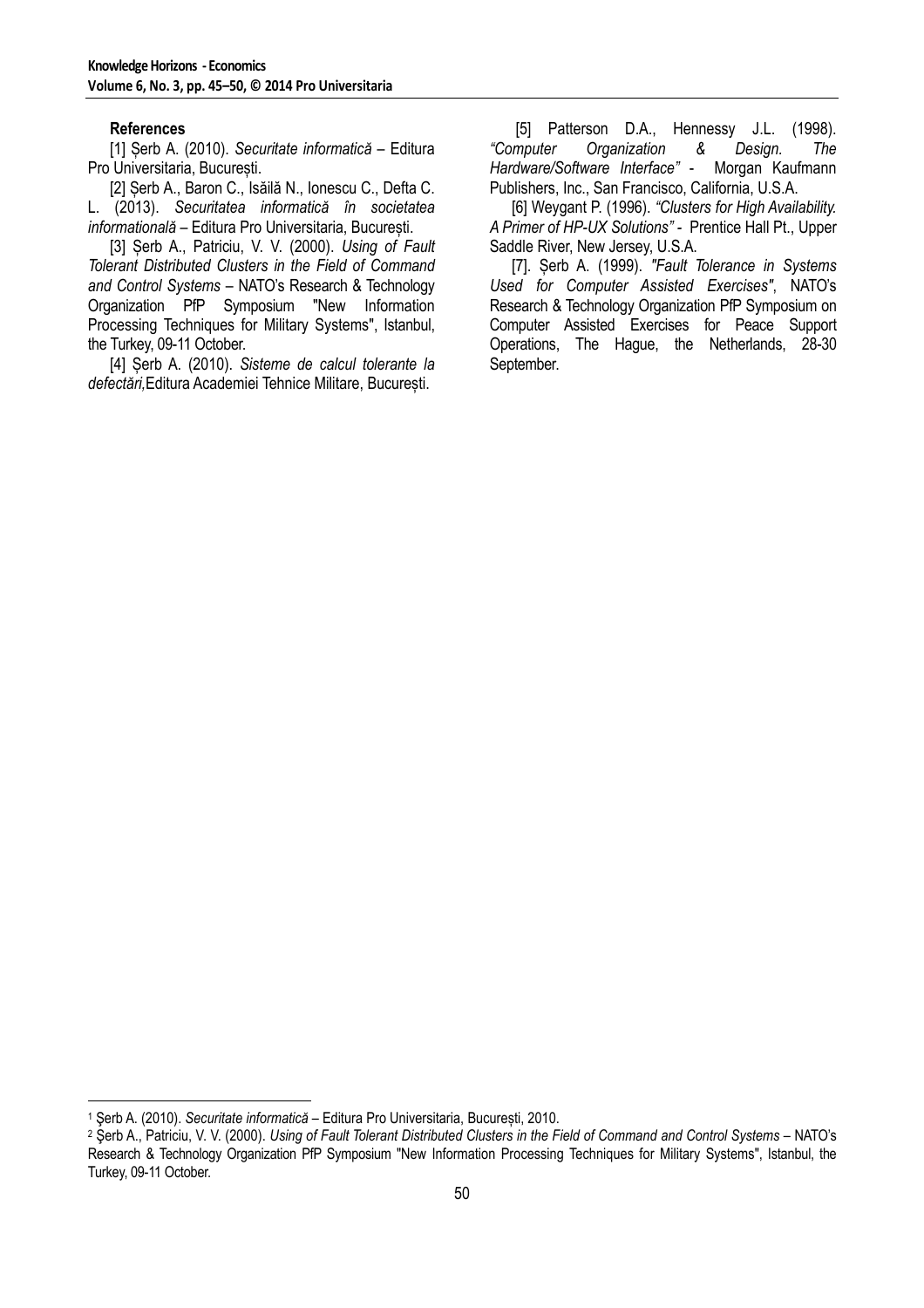**References**

[1] Șerb A. (2010). *Securitate informatică* – Editura Pro Universitaria, București.

[2] Șerb A., Baron C., Isăilă N., Ionescu C., Defta C. L. (2013). *Securitatea informatică în societatea informatională* – Editura Pro Universitaria, București.

[3] Șerb A., Patriciu, V. V. (2000). *Using of Fault Tolerant Distributed Clusters in the Field of Command and Control Systems* – NATO's Research & Technology Organization PfP Symposium "New Information Processing Techniques for Military Systems", Istanbul, the Turkey, 09-11 October.

[4] Șerb A. (2010). *Sisteme de calcul tolerante la defectări,*Editura Academiei Tehnice Militare, București.

[5] Patterson D.A., Hennessy J.L. (1998). *"Computer Organization & Design. The Hardware/Software Interface"* - Morgan Kaufmann Publishers, Inc., San Francisco, California, U.S.A.

[6] Weygant P. (1996). *"Clusters for High Availability. A Primer of HP-UX Solutions"* - Prentice Hall Pt., Upper Saddle River, New Jersey, U.S.A.

[7]. Șerb A. (1999). *"Fault Tolerance in Systems Used for Computer Assisted Exercises"*, NATO's Research & Technology Organization PfP Symposium on Computer Assisted Exercises for Peace Support Operations, The Hague, the Netherlands, 28-30 September.

---

[1] Şerb A. (2010). *Securitate informatică* – Editura Pro Universitaria, București, 2010.

[2] Şerb A., Patriciu, V. V. (2000). *Using of Fault Tolerant Distributed Clusters in the Field of Command and Control Systems* – NATO's Research & Technology Organization PfP Symposium "New Information Processing Techniques for Military Systems", Istanbul, the Turkey, 09-11 October.